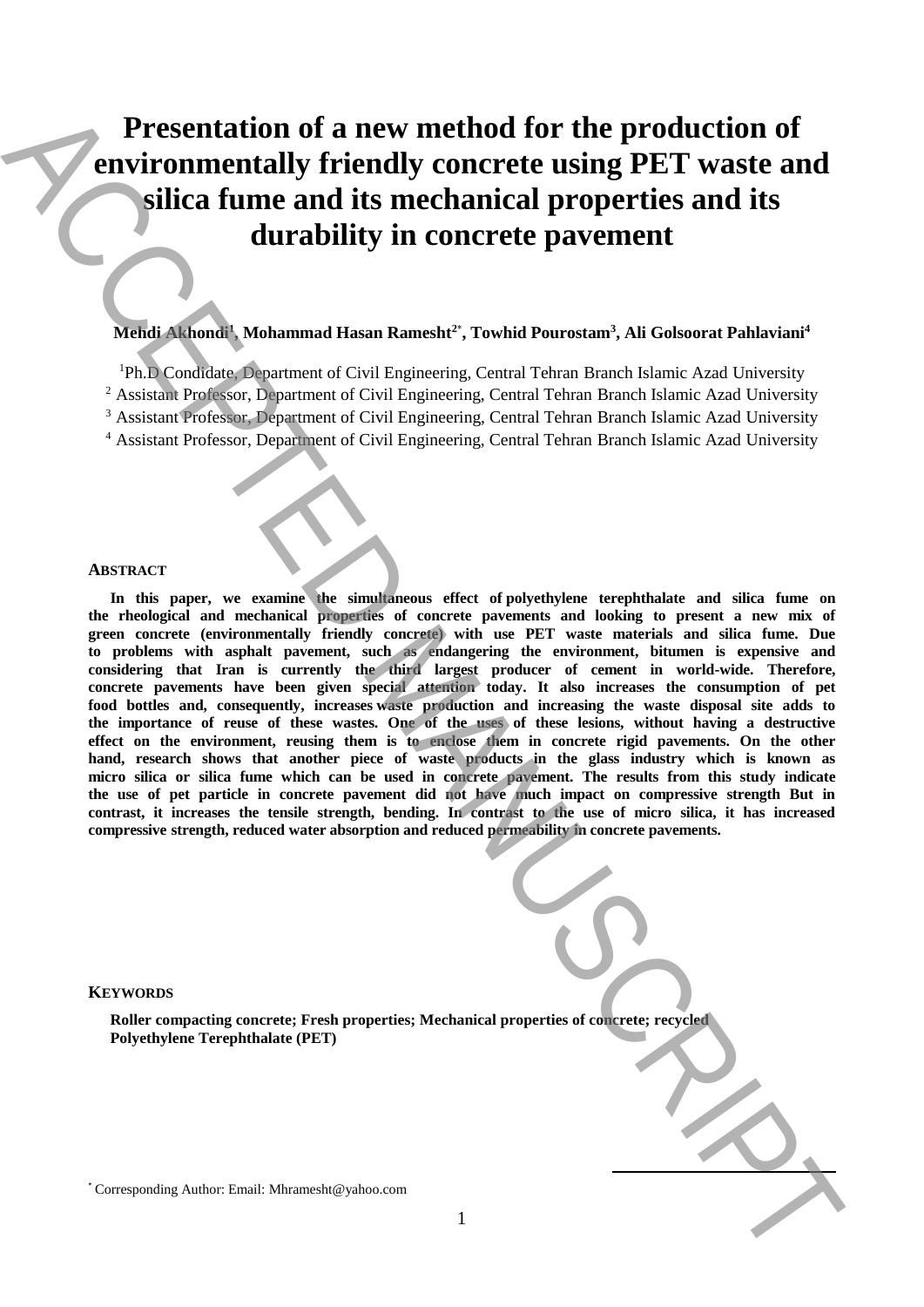# Presentation of a new method for the production of environmentally friendly concrete using PET waste and silica fume and its mechanical properties and its durability in concrete pavement

**Mehdi Akhondi[1], Mohammad Hasan Ramesht[2*], Towhid Pourostam[3], Ali Golsoorat Pahlaviani[4]**

[1]Ph.D Condidate, Department of Civil Engineering, Central Tehran Branch Islamic Azad University
[2] Assistant Professor, Department of Civil Engineering, Central Tehran Branch Islamic Azad University
[3] Assistant Professor, Department of Civil Engineering, Central Tehran Branch Islamic Azad University
[4] Assistant Professor, Department of Civil Engineering, Central Tehran Branch Islamic Azad University

## Abstract

**In this paper, we examine the simultaneous effect of polyethylene terephthalate and silica fume on the rheological and mechanical properties of concrete pavements and looking to present a new mix of green concrete (environmentally friendly concrete) with use PET waste materials and silica fume. Due to problems with asphalt pavement, such as endangering the environment, bitumen is expensive and considering that Iran is currently the third largest producer of cement in world-wide. Therefore, concrete pavements have been given special attention today. It also increases the consumption of pet food bottles and, consequently, increases waste production and increasing the waste disposal site adds to the importance of reuse of these wastes. One of the uses of these lesions, without having a destructive effect on the environment, reusing them is to enclose them in concrete rigid pavements. On the other hand, research shows that another piece of waste products in the glass industry which is known as micro silica or silica fume which can be used in concrete pavement. The results from this study indicate the use of pet particle in concrete pavement did not have much impact on compressive strength But in contrast, it increases the tensile strength, bending. In contrast to the use of micro silica, it has increased compressive strength, reduced water absorption and reduced permeability in concrete pavements.**

## Keywords

**Roller compacting concrete; Fresh properties; Mechanical properties of concrete; recycled Polyethylene Terephthalate (PET)**

* Corresponding Author: Email: Mhramesht@yahoo.com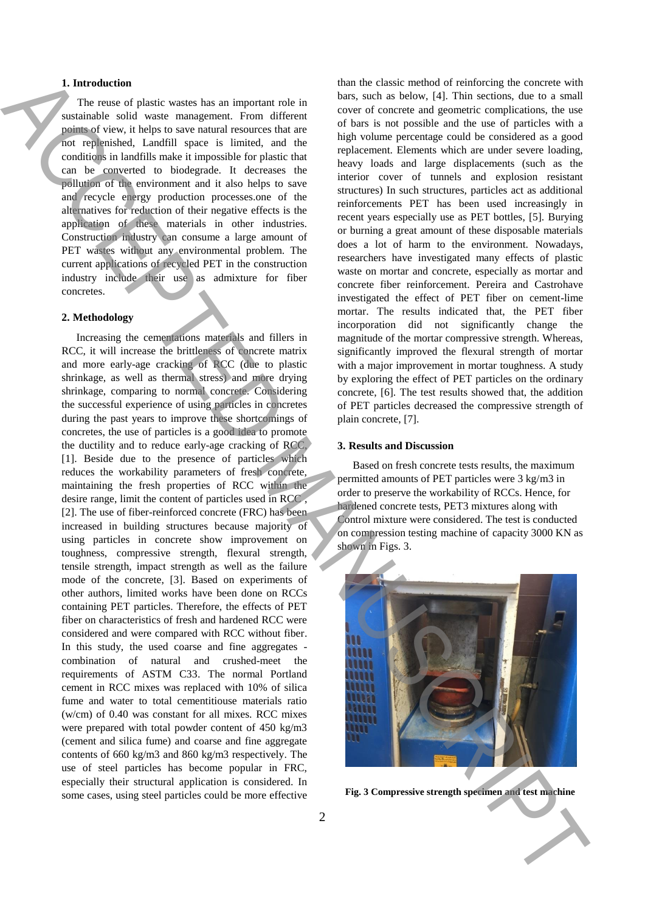## 1. Introduction

The reuse of plastic wastes has an important role in sustainable solid waste management. From different points of view, it helps to save natural resources that are not replenished, Landfill space is limited, and the conditions in landfills make it impossible for plastic that can be converted to biodegrade. It decreases the pollution of the environment and it also helps to save and recycle energy production processes.one of the alternatives for reduction of their negative effects is the application of these materials in other industries. Construction industry can consume a large amount of PET wastes without any environmental problem. The current applications of recycled PET in the construction industry include their use as admixture for fiber concretes.

## 2. Methodology

Increasing the cementations materials and fillers in RCC, it will increase the brittleness of concrete matrix and more early-age cracking of RCC (due to plastic shrinkage, as well as thermal stress) and more drying shrinkage, comparing to normal concrete. Considering the successful experience of using particles in concretes during the past years to improve these shortcomings of concretes, the use of particles is a good idea to promote the ductility and to reduce early-age cracking of RCC, [1]. Beside due to the presence of particles which reduces the workability parameters of fresh concrete, maintaining the fresh properties of RCC within the desire range, limit the content of particles used in RCC , [2]. The use of fiber-reinforced concrete (FRC) has been increased in building structures because majority of using particles in concrete show improvement on toughness, compressive strength, flexural strength, tensile strength, impact strength as well as the failure mode of the concrete, [3]. Based on experiments of other authors, limited works have been done on RCCs containing PET particles. Therefore, the effects of PET fiber on characteristics of fresh and hardened RCC were considered and were compared with RCC without fiber. In this study, the used coarse and fine aggregates - combination of natural and crushed-meet the requirements of ASTM C33. The normal Portland cement in RCC mixes was replaced with 10% of silica fume and water to total cementitiouse materials ratio (w/cm) of 0.40 was constant for all mixes. RCC mixes were prepared with total powder content of 450 kg/m3 (cement and silica fume) and coarse and fine aggregate contents of 660 kg/m3 and 860 kg/m3 respectively. The use of steel particles has become popular in FRC, especially their structural application is considered. In some cases, using steel particles could be more effective than the classic method of reinforcing the concrete with bars, such as below, [4]. Thin sections, due to a small cover of concrete and geometric complications, the use of bars is not possible and the use of particles with a high volume percentage could be considered as a good replacement. Elements which are under severe loading, heavy loads and large displacements (such as the interior cover of tunnels and explosion resistant structures) In such structures, particles act as additional reinforcements PET has been used increasingly in recent years especially use as PET bottles, [5]. Burying or burning a great amount of these disposable materials does a lot of harm to the environment. Nowadays, researchers have investigated many effects of plastic waste on mortar and concrete, especially as mortar and concrete fiber reinforcement. Pereira and Castrohave investigated the effect of PET fiber on cement-lime mortar. The results indicated that, the PET fiber incorporation did not significantly change the magnitude of the mortar compressive strength. Whereas, significantly improved the flexural strength of mortar with a major improvement in mortar toughness. A study by exploring the effect of PET particles on the ordinary concrete, [6]. The test results showed that, the addition of PET particles decreased the compressive strength of plain concrete, [7].

## 3. Results and Discussion

Based on fresh concrete tests results, the maximum permitted amounts of PET particles were 3 kg/m3 in order to preserve the workability of RCCs. Hence, for hardened concrete tests, PET3 mixtures along with Control mixture were considered. The test is conducted on compression testing machine of capacity 3000 KN as shown in Figs. 3.

**Fig. 3 Compressive strength specimen and test machine**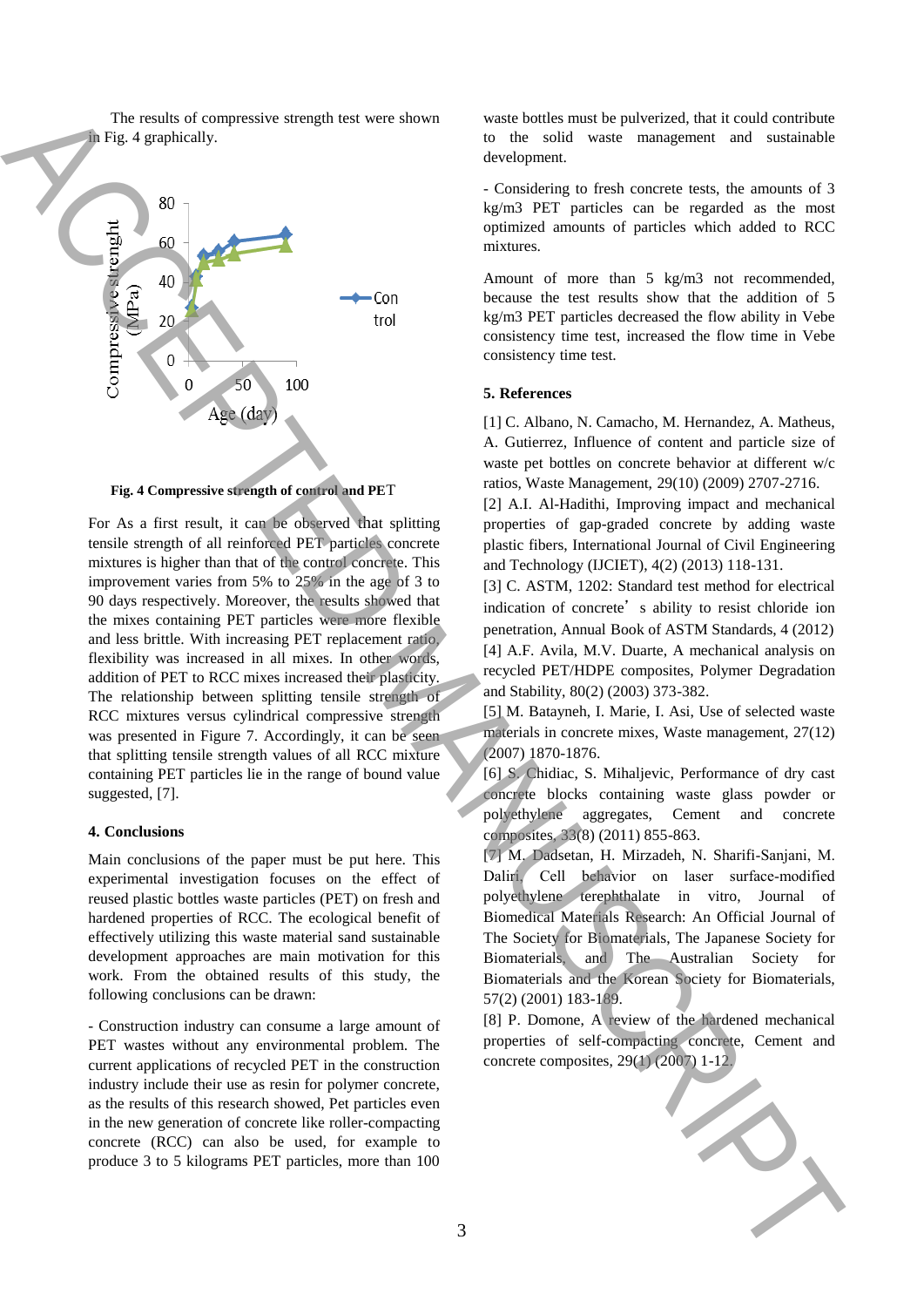The results of compressive strength test were shown in Fig. 4 graphically.

80
60
40
20
0
0
50
100
Compressive strenght (MPa)
Age (day)
Con trol

**Fig. 4 Compressive strength of control and PET**

For As a first result, it can be observed that splitting tensile strength of all reinforced PET particles concrete mixtures is higher than that of the control concrete. This improvement varies from 5% to 25% in the age of 3 to 90 days respectively. Moreover, the results showed that the mixes containing PET particles were more flexible and less brittle. With increasing PET replacement ratio, flexibility was increased in all mixes. In other words, addition of PET to RCC mixes increased their plasticity. The relationship between splitting tensile strength of RCC mixtures versus cylindrical compressive strength was presented in Figure 7. Accordingly, it can be seen that splitting tensile strength values of all RCC mixture containing PET particles lie in the range of bound value suggested, [7].

## 4. Conclusions

Main conclusions of the paper must be put here. This experimental investigation focuses on the effect of reused plastic bottles waste particles (PET) on fresh and hardened properties of RCC. The ecological benefit of effectively utilizing this waste material sand sustainable development approaches are main motivation for this work. From the obtained results of this study, the following conclusions can be drawn:

- Construction industry can consume a large amount of PET wastes without any environmental problem. The current applications of recycled PET in the construction industry include their use as resin for polymer concrete, as the results of this research showed, Pet particles even in the new generation of concrete like roller-compacting concrete (RCC) can also be used, for example to produce 3 to 5 kilograms PET particles, more than 100 waste bottles must be pulverized, that it could contribute to the solid waste management and sustainable development.

- Considering to fresh concrete tests, the amounts of 3 kg/m3 PET particles can be regarded as the most optimized amounts of particles which added to RCC mixtures.

Amount of more than 5 kg/m3 not recommended, because the test results show that the addition of 5 kg/m3 PET particles decreased the flow ability in Vebe consistency time test, increased the flow time in Vebe consistency time test.

## 5. References

[1] C. Albano, N. Camacho, M. Hernandez, A. Matheus, A. Gutierrez, Influence of content and particle size of waste pet bottles on concrete behavior at different w/c ratios, Waste Management, 29(10) (2009) 2707-2716.

[2] A.I. Al-Hadithi, Improving impact and mechanical properties of gap-graded concrete by adding waste plastic fibers, International Journal of Civil Engineering and Technology (IJCIET), 4(2) (2013) 118-131.

[3] C. ASTM, 1202: Standard test method for electrical indication of concrete' s ability to resist chloride ion penetration, Annual Book of ASTM Standards, 4 (2012)

[4] A.F. Avila, M.V. Duarte, A mechanical analysis on recycled PET/HDPE composites, Polymer Degradation and Stability, 80(2) (2003) 373-382.

[5] M. Batayneh, I. Marie, I. Asi, Use of selected waste materials in concrete mixes, Waste management, 27(12) (2007) 1870-1876.

[6] S. Chidiac, S. Mihaljevic, Performance of dry cast concrete blocks containing waste glass powder or polyethylene aggregates, Cement and concrete composites, 33(8) (2011) 855-863.

[7] M. Dadsetan, H. Mirzadeh, N. Sharifi-Sanjani, M. Daliri, Cell behavior on laser surface-modified polyethylene terephthalate in vitro, Journal of Biomedical Materials Research: An Official Journal of The Society for Biomaterials, The Japanese Society for Biomaterials, and The Australian Society for Biomaterials and the Korean Society for Biomaterials, 57(2) (2001) 183-189.

[8] P. Domone, A review of the hardened mechanical properties of self-compacting concrete, Cement and concrete composites, 29(1) (2007) 1-12.